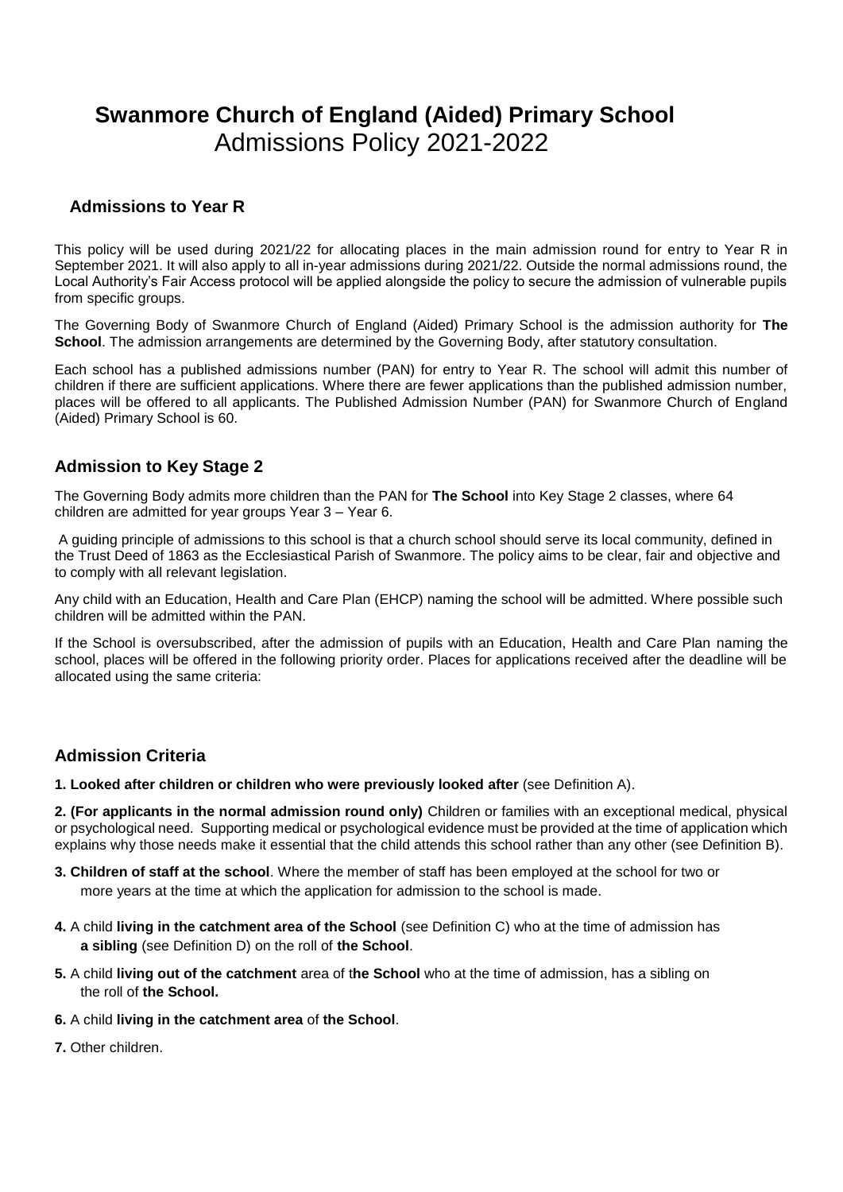# **Swanmore Church of England (Aided) Primary School**
# Admissions Policy 2021-2022

## **Admissions to Year R**

This policy will be used during 2021/22 for allocating places in the main admission round for entry to Year R in September 2021. It will also apply to all in-year admissions during 2021/22. Outside the normal admissions round, the Local Authority's Fair Access protocol will be applied alongside the policy to secure the admission of vulnerable pupils from specific groups.

The Governing Body of Swanmore Church of England (Aided) Primary School is the admission authority for **The School**. The admission arrangements are determined by the Governing Body, after statutory consultation.

Each school has a published admissions number (PAN) for entry to Year R. The school will admit this number of children if there are sufficient applications. Where there are fewer applications than the published admission number, places will be offered to all applicants. The Published Admission Number (PAN) for Swanmore Church of England (Aided) Primary School is 60.

## **Admission to Key Stage 2**

The Governing Body admits more children than the PAN for **The School** into Key Stage 2 classes, where 64 children are admitted for year groups Year 3 – Year 6.

A guiding principle of admissions to this school is that a church school should serve its local community, defined in the Trust Deed of 1863 as the Ecclesiastical Parish of Swanmore. The policy aims to be clear, fair and objective and to comply with all relevant legislation.

Any child with an Education, Health and Care Plan (EHCP) naming the school will be admitted. Where possible such children will be admitted within the PAN.

If the School is oversubscribed, after the admission of pupils with an Education, Health and Care Plan naming the school, places will be offered in the following priority order. Places for applications received after the deadline will be allocated using the same criteria:

## **Admission Criteria**

**1. Looked after children or children who were previously looked after** (see Definition A).

**2. (For applicants in the normal admission round only)** Children or families with an exceptional medical, physical or psychological need. Supporting medical or psychological evidence must be provided at the time of application which explains why those needs make it essential that the child attends this school rather than any other (see Definition B).

**3. Children of staff at the school**. Where the member of staff has been employed at the school for two or more years at the time at which the application for admission to the school is made.

**4.** A child **living in the catchment area of the School** (see Definition C) who at the time of admission has **a sibling** (see Definition D) on the roll of **the School**.

**5.** A child **living out of the catchment** area of t**he School** who at the time of admission, has a sibling on the roll of **the School.**

**6.** A child **living in the catchment area** of **the School**.

**7.** Other children.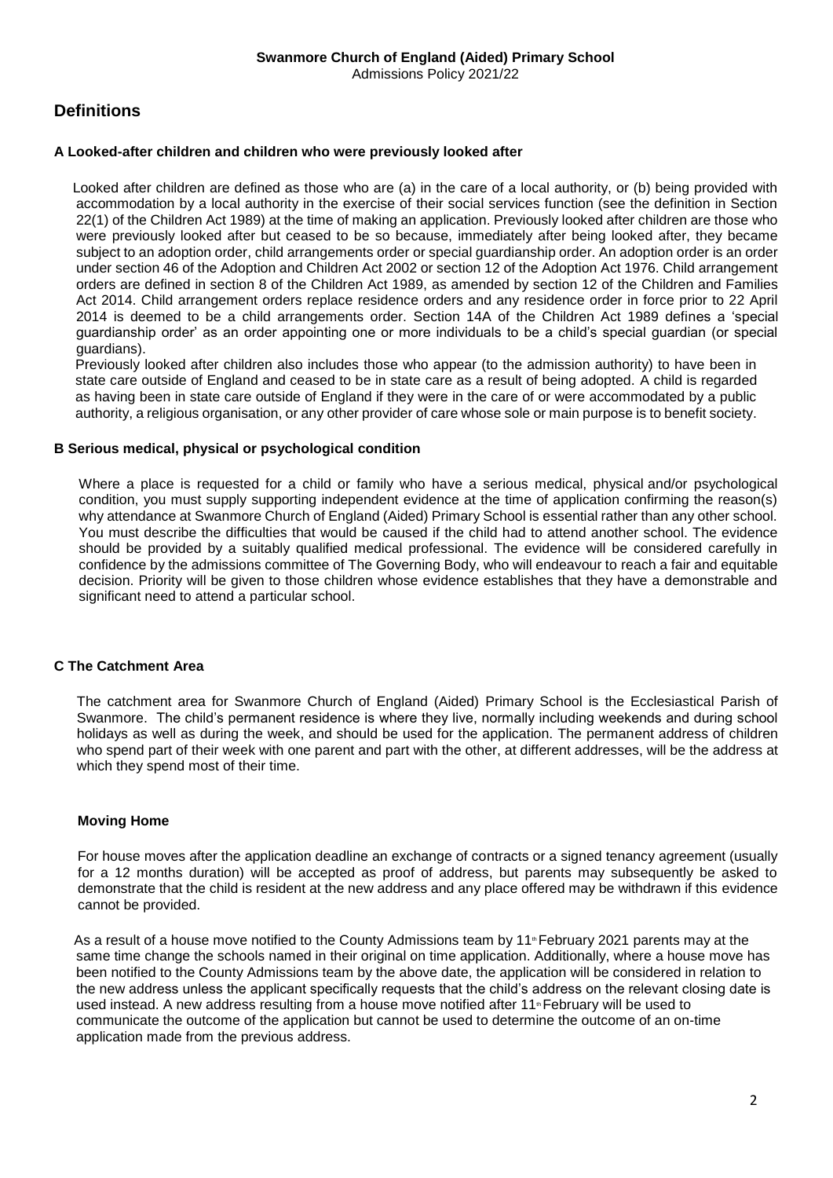# Definitions

### A Looked-after children and children who were previously looked after

Looked after children are defined as those who are (a) in the care of a local authority, or (b) being provided with accommodation by a local authority in the exercise of their social services function (see the definition in Section 22(1) of the Children Act 1989) at the time of making an application. Previously looked after children are those who were previously looked after but ceased to be so because, immediately after being looked after, they became subject to an adoption order, child arrangements order or special guardianship order. An adoption order is an order under section 46 of the Adoption and Children Act 2002 or section 12 of the Adoption Act 1976. Child arrangement orders are defined in section 8 of the Children Act 1989, as amended by section 12 of the Children and Families Act 2014. Child arrangement orders replace residence orders and any residence order in force prior to 22 April 2014 is deemed to be a child arrangements order. Section 14A of the Children Act 1989 defines a 'special guardianship order' as an order appointing one or more individuals to be a child's special guardian (or special guardians).

Previously looked after children also includes those who appear (to the admission authority) to have been in state care outside of England and ceased to be in state care as a result of being adopted. A child is regarded as having been in state care outside of England if they were in the care of or were accommodated by a public authority, a religious organisation, or any other provider of care whose sole or main purpose is to benefit society.

### B Serious medical, physical or psychological condition

Where a place is requested for a child or family who have a serious medical, physical and/or psychological condition, you must supply supporting independent evidence at the time of application confirming the reason(s) why attendance at Swanmore Church of England (Aided) Primary School is essential rather than any other school. You must describe the difficulties that would be caused if the child had to attend another school. The evidence should be provided by a suitably qualified medical professional. The evidence will be considered carefully in confidence by the admissions committee of The Governing Body, who will endeavour to reach a fair and equitable decision. Priority will be given to those children whose evidence establishes that they have a demonstrable and significant need to attend a particular school.

### C The Catchment Area

The catchment area for Swanmore Church of England (Aided) Primary School is the Ecclesiastical Parish of Swanmore. The child's permanent residence is where they live, normally including weekends and during school holidays as well as during the week, and should be used for the application. The permanent address of children who spend part of their week with one parent and part with the other, at different addresses, will be the address at which they spend most of their time.

#### Moving Home

For house moves after the application deadline an exchange of contracts or a signed tenancy agreement (usually for a 12 months duration) will be accepted as proof of address, but parents may subsequently be asked to demonstrate that the child is resident at the new address and any place offered may be withdrawn if this evidence cannot be provided.

As a result of a house move notified to the County Admissions team by 11th February 2021 parents may at the same time change the schools named in their original on time application. Additionally, where a house move has been notified to the County Admissions team by the above date, the application will be considered in relation to the new address unless the applicant specifically requests that the child's address on the relevant closing date is used instead. A new address resulting from a house move notified after 11th February will be used to communicate the outcome of the application but cannot be used to determine the outcome of an on-time application made from the previous address.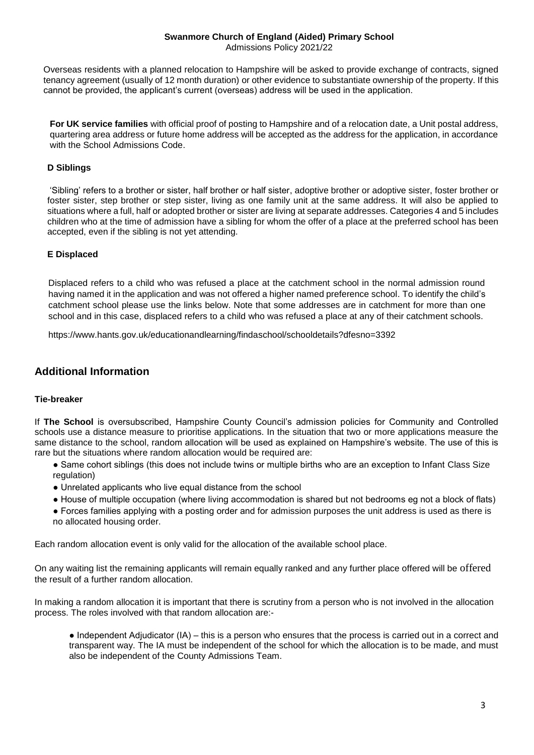Overseas residents with a planned relocation to Hampshire will be asked to provide exchange of contracts, signed tenancy agreement (usually of 12 month duration) or other evidence to substantiate ownership of the property. If this cannot be provided, the applicant's current (overseas) address will be used in the application.

**For UK service families** with official proof of posting to Hampshire and of a relocation date, a Unit postal address, quartering area address or future home address will be accepted as the address for the application, in accordance with the School Admissions Code.

**D Siblings**

'Sibling' refers to a brother or sister, half brother or half sister, adoptive brother or adoptive sister, foster brother or foster sister, step brother or step sister, living as one family unit at the same address. It will also be applied to situations where a full, half or adopted brother or sister are living at separate addresses. Categories 4 and 5 includes children who at the time of admission have a sibling for whom the offer of a place at the preferred school has been accepted, even if the sibling is not yet attending.

**E Displaced**

Displaced refers to a child who was refused a place at the catchment school in the normal admission round having named it in the application and was not offered a higher named preference school. To identify the child's catchment school please use the links below. Note that some addresses are in catchment for more than one school and in this case, displaced refers to a child who was refused a place at any of their catchment schools.

https://www.hants.gov.uk/educationandlearning/findaschool/schooldetails?dfesno=3392

## Additional Information

**Tie-breaker**

If **The School** is oversubscribed, Hampshire County Council's admission policies for Community and Controlled schools use a distance measure to prioritise applications. In the situation that two or more applications measure the same distance to the school, random allocation will be used as explained on Hampshire's website. The use of this is rare but the situations where random allocation would be required are:

- Same cohort siblings (this does not include twins or multiple births who are an exception to Infant Class Size regulation)
- Unrelated applicants who live equal distance from the school
- House of multiple occupation (where living accommodation is shared but not bedrooms eg not a block of flats)
- Forces families applying with a posting order and for admission purposes the unit address is used as there is no allocated housing order.

Each random allocation event is only valid for the allocation of the available school place.

On any waiting list the remaining applicants will remain equally ranked and any further place offered will be offered the result of a further random allocation.

In making a random allocation it is important that there is scrutiny from a person who is not involved in the allocation process. The roles involved with that random allocation are:-

- Independent Adjudicator (IA) – this is a person who ensures that the process is carried out in a correct and transparent way. The IA must be independent of the school for which the allocation is to be made, and must also be independent of the County Admissions Team.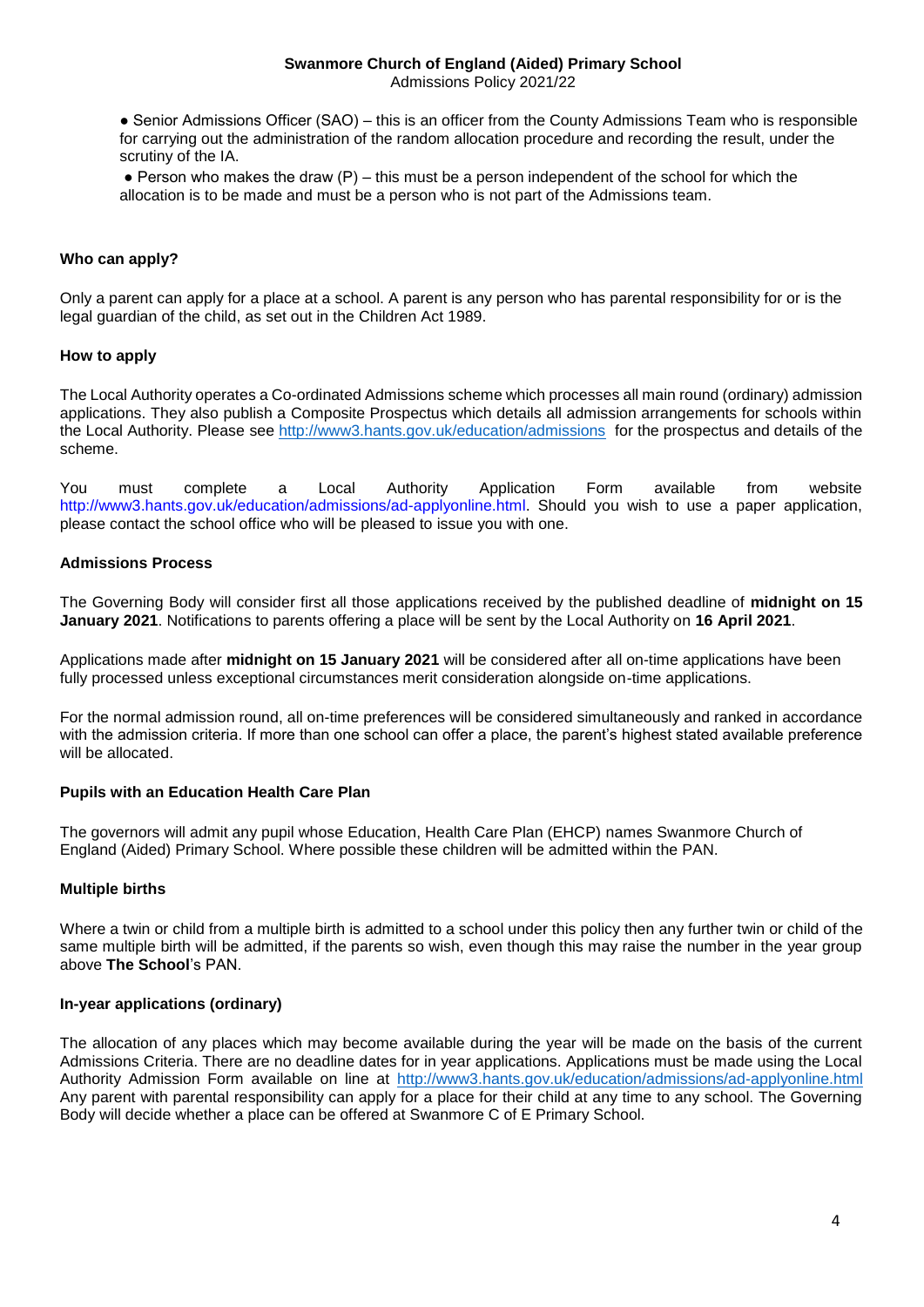- Senior Admissions Officer (SAO) – this is an officer from the County Admissions Team who is responsible for carrying out the administration of the random allocation procedure and recording the result, under the scrutiny of the IA.
- Person who makes the draw (P) – this must be a person independent of the school for which the allocation is to be made and must be a person who is not part of the Admissions team.

**Who can apply?**

Only a parent can apply for a place at a school. A parent is any person who has parental responsibility for or is the legal guardian of the child, as set out in the Children Act 1989.

**How to apply**

The Local Authority operates a Co-ordinated Admissions scheme which processes all main round (ordinary) admission applications. They also publish a Composite Prospectus which details all admission arrangements for schools within the Local Authority. Please see http://www3.hants.gov.uk/education/admissions for the prospectus and details of the scheme.

You must complete a Local Authority Application Form available from website http://www3.hants.gov.uk/education/admissions/ad-applyonline.html. Should you wish to use a paper application, please contact the school office who will be pleased to issue you with one.

**Admissions Process**

The Governing Body will consider first all those applications received by the published deadline of **midnight on 15 January 2021**. Notifications to parents offering a place will be sent by the Local Authority on **16 April 2021**.

Applications made after **midnight on 15 January 2021** will be considered after all on-time applications have been fully processed unless exceptional circumstances merit consideration alongside on-time applications.

For the normal admission round, all on-time preferences will be considered simultaneously and ranked in accordance with the admission criteria. If more than one school can offer a place, the parent's highest stated available preference will be allocated.

**Pupils with an Education Health Care Plan**

The governors will admit any pupil whose Education, Health Care Plan (EHCP) names Swanmore Church of England (Aided) Primary School. Where possible these children will be admitted within the PAN.

**Multiple births**

Where a twin or child from a multiple birth is admitted to a school under this policy then any further twin or child of the same multiple birth will be admitted, if the parents so wish, even though this may raise the number in the year group above **The School**'s PAN.

**In-year applications (ordinary)**

The allocation of any places which may become available during the year will be made on the basis of the current Admissions Criteria. There are no deadline dates for in year applications. Applications must be made using the Local Authority Admission Form available on line at http://www3.hants.gov.uk/education/admissions/ad-applyonline.html Any parent with parental responsibility can apply for a place for their child at any time to any school. The Governing Body will decide whether a place can be offered at Swanmore C of E Primary School.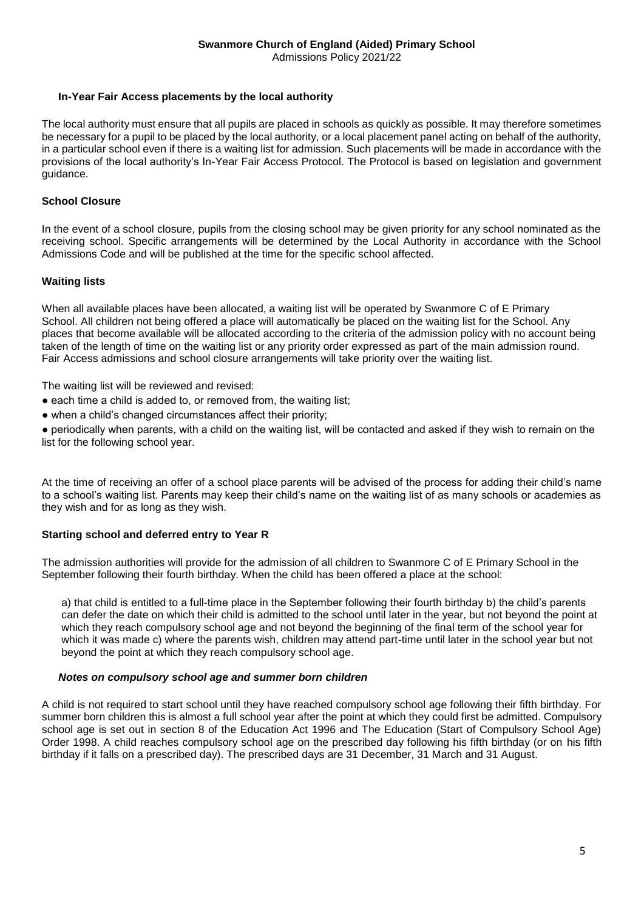### In-Year Fair Access placements by the local authority

The local authority must ensure that all pupils are placed in schools as quickly as possible. It may therefore sometimes be necessary for a pupil to be placed by the local authority, or a local placement panel acting on behalf of the authority, in a particular school even if there is a waiting list for admission. Such placements will be made in accordance with the provisions of the local authority's In-Year Fair Access Protocol. The Protocol is based on legislation and government guidance.

### School Closure

In the event of a school closure, pupils from the closing school may be given priority for any school nominated as the receiving school. Specific arrangements will be determined by the Local Authority in accordance with the School Admissions Code and will be published at the time for the specific school affected.

### Waiting lists

When all available places have been allocated, a waiting list will be operated by Swanmore C of E Primary School. All children not being offered a place will automatically be placed on the waiting list for the School. Any places that become available will be allocated according to the criteria of the admission policy with no account being taken of the length of time on the waiting list or any priority order expressed as part of the main admission round. Fair Access admissions and school closure arrangements will take priority over the waiting list.

The waiting list will be reviewed and revised:

- each time a child is added to, or removed from, the waiting list;
- when a child's changed circumstances affect their priority;
- periodically when parents, with a child on the waiting list, will be contacted and asked if they wish to remain on the list for the following school year.

At the time of receiving an offer of a school place parents will be advised of the process for adding their child's name to a school's waiting list. Parents may keep their child's name on the waiting list of as many schools or academies as they wish and for as long as they wish.

### Starting school and deferred entry to Year R

The admission authorities will provide for the admission of all children to Swanmore C of E Primary School in the September following their fourth birthday. When the child has been offered a place at the school:

a) that child is entitled to a full-time place in the September following their fourth birthday b) the child's parents can defer the date on which their child is admitted to the school until later in the year, but not beyond the point at which they reach compulsory school age and not beyond the beginning of the final term of the school year for which it was made c) where the parents wish, children may attend part-time until later in the school year but not beyond the point at which they reach compulsory school age.

#### *Notes on compulsory school age and summer born children*

A child is not required to start school until they have reached compulsory school age following their fifth birthday. For summer born children this is almost a full school year after the point at which they could first be admitted. Compulsory school age is set out in section 8 of the Education Act 1996 and The Education (Start of Compulsory School Age) Order 1998. A child reaches compulsory school age on the prescribed day following his fifth birthday (or on his fifth birthday if it falls on a prescribed day). The prescribed days are 31 December, 31 March and 31 August.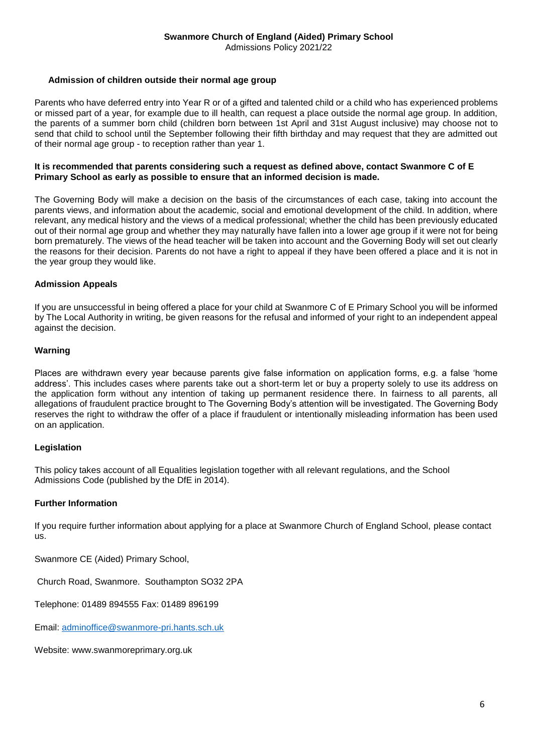### Admission of children outside their normal age group

Parents who have deferred entry into Year R or of a gifted and talented child or a child who has experienced problems or missed part of a year, for example due to ill health, can request a place outside the normal age group. In addition, the parents of a summer born child (children born between 1st April and 31st August inclusive) may choose not to send that child to school until the September following their fifth birthday and may request that they are admitted out of their normal age group - to reception rather than year 1.

**It is recommended that parents considering such a request as defined above, contact Swanmore C of E Primary School as early as possible to ensure that an informed decision is made.**

The Governing Body will make a decision on the basis of the circumstances of each case, taking into account the parents views, and information about the academic, social and emotional development of the child. In addition, where relevant, any medical history and the views of a medical professional; whether the child has been previously educated out of their normal age group and whether they may naturally have fallen into a lower age group if it were not for being born prematurely. The views of the head teacher will be taken into account and the Governing Body will set out clearly the reasons for their decision. Parents do not have a right to appeal if they have been offered a place and it is not in the year group they would like.

### Admission Appeals

If you are unsuccessful in being offered a place for your child at Swanmore C of E Primary School you will be informed by The Local Authority in writing, be given reasons for the refusal and informed of your right to an independent appeal against the decision.

### Warning

Places are withdrawn every year because parents give false information on application forms, e.g. a false 'home address'. This includes cases where parents take out a short-term let or buy a property solely to use its address on the application form without any intention of taking up permanent residence there. In fairness to all parents, all allegations of fraudulent practice brought to The Governing Body's attention will be investigated. The Governing Body reserves the right to withdraw the offer of a place if fraudulent or intentionally misleading information has been used on an application.

### Legislation

This policy takes account of all Equalities legislation together with all relevant regulations, and the School Admissions Code (published by the DfE in 2014).

### Further Information

If you require further information about applying for a place at Swanmore Church of England School, please contact us.

Swanmore CE (Aided) Primary School,

Church Road, Swanmore. Southampton SO32 2PA

Telephone: 01489 894555 Fax: 01489 896199

Email: adminoffice@swanmore-pri.hants.sch.uk

Website: www.swanmoreprimary.org.uk